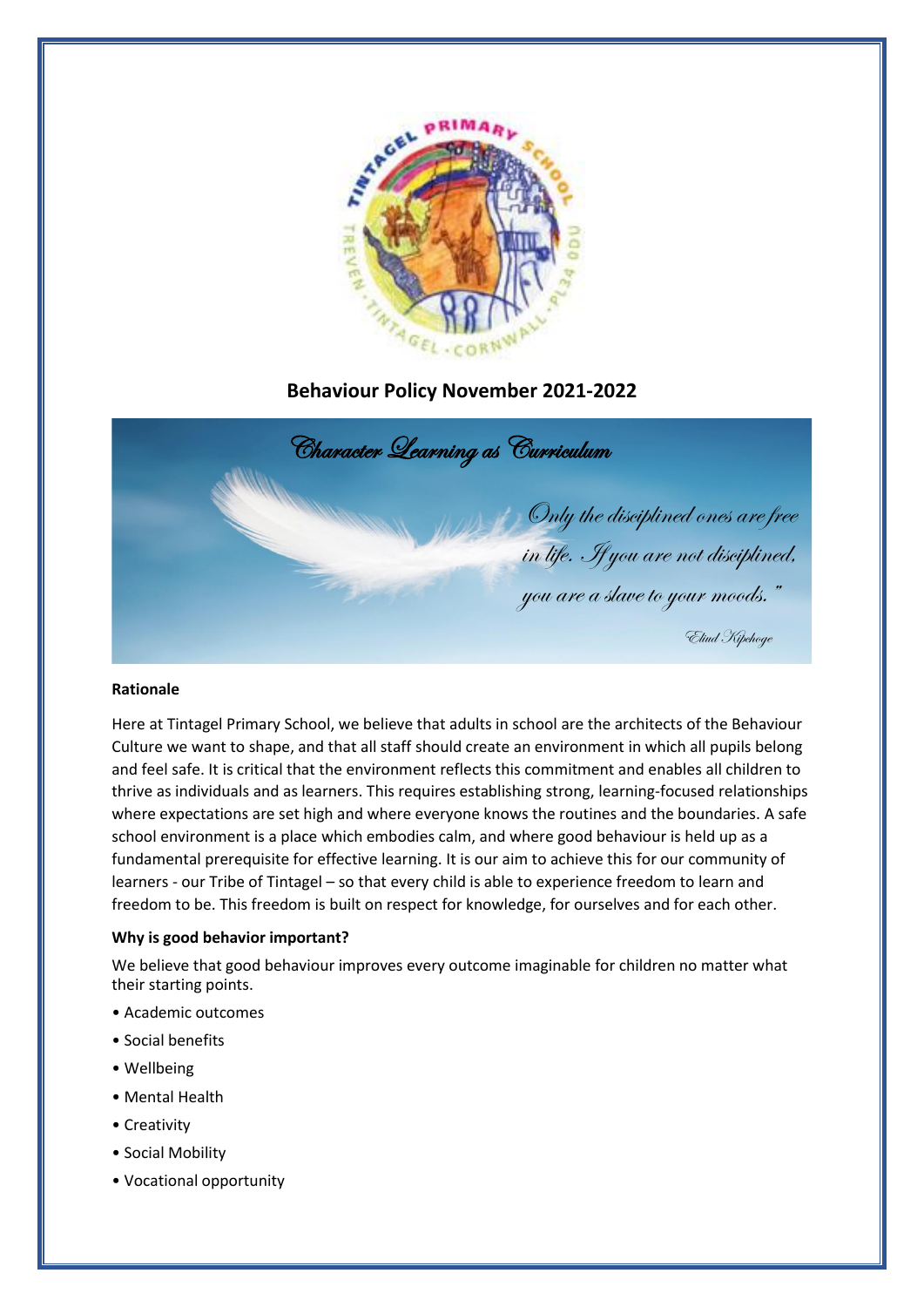# Behaviour Policy November 2021-2022

*Character Learning as Curriculum*

*Only the disciplined ones are free in life. If you are not disciplined, you are a slave to your moods."*

*Eliud Kipchoge*

**Rationale**

Here at Tintagel Primary School, we believe that adults in school are the architects of the Behaviour Culture we want to shape, and that all staff should create an environment in which all pupils belong and feel safe. It is critical that the environment reflects this commitment and enables all children to thrive as individuals and as learners. This requires establishing strong, learning-focused relationships where expectations are set high and where everyone knows the routines and the boundaries. A safe school environment is a place which embodies calm, and where good behaviour is held up as a fundamental prerequisite for effective learning. It is our aim to achieve this for our community of learners - our Tribe of Tintagel – so that every child is able to experience freedom to learn and freedom to be. This freedom is built on respect for knowledge, for ourselves and for each other.

**Why is good behavior important?**

We believe that good behaviour improves every outcome imaginable for children no matter what their starting points.

- Academic outcomes
- Social benefits
- Wellbeing
- Mental Health
- Creativity
- Social Mobility
- Vocational opportunity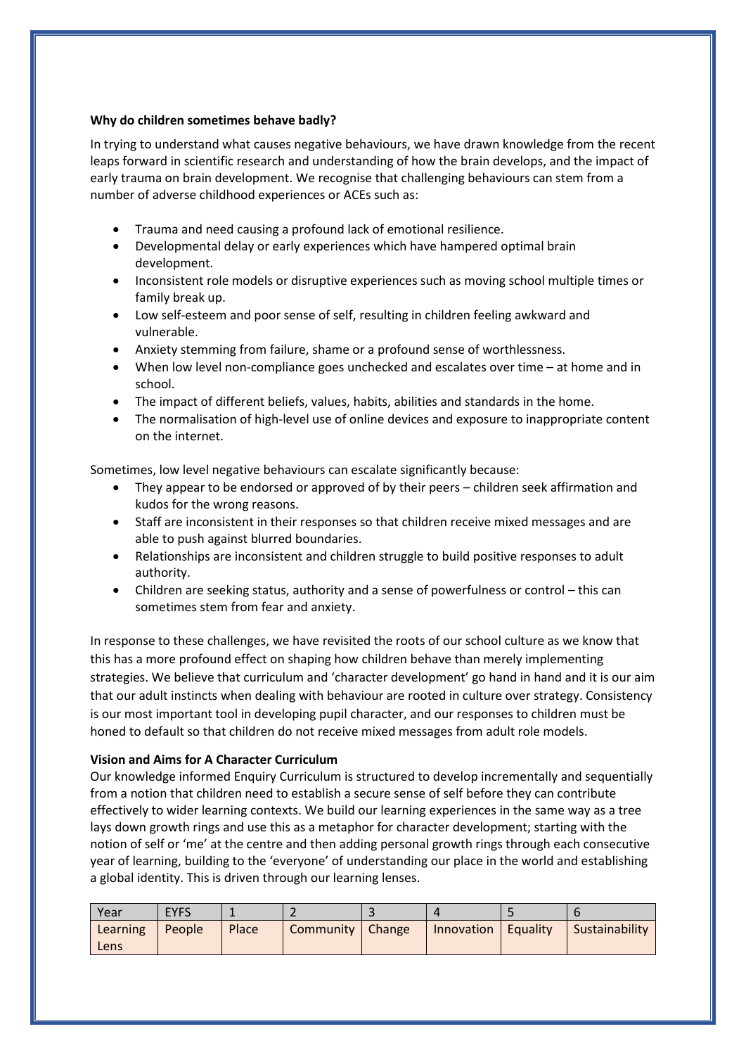**Why do children sometimes behave badly?**

In trying to understand what causes negative behaviours, we have drawn knowledge from the recent leaps forward in scientific research and understanding of how the brain develops, and the impact of early trauma on brain development. We recognise that challenging behaviours can stem from a number of adverse childhood experiences or ACEs such as:

- Trauma and need causing a profound lack of emotional resilience.
- Developmental delay or early experiences which have hampered optimal brain development.
- Inconsistent role models or disruptive experiences such as moving school multiple times or family break up.
- Low self-esteem and poor sense of self, resulting in children feeling awkward and vulnerable.
- Anxiety stemming from failure, shame or a profound sense of worthlessness.
- When low level non-compliance goes unchecked and escalates over time – at home and in school.
- The impact of different beliefs, values, habits, abilities and standards in the home.
- The normalisation of high-level use of online devices and exposure to inappropriate content on the internet.

Sometimes, low level negative behaviours can escalate significantly because:

- They appear to be endorsed or approved of by their peers – children seek affirmation and kudos for the wrong reasons.
- Staff are inconsistent in their responses so that children receive mixed messages and are able to push against blurred boundaries.
- Relationships are inconsistent and children struggle to build positive responses to adult authority.
- Children are seeking status, authority and a sense of powerfulness or control – this can sometimes stem from fear and anxiety.

In response to these challenges, we have revisited the roots of our school culture as we know that this has a more profound effect on shaping how children behave than merely implementing strategies. We believe that curriculum and 'character development' go hand in hand and it is our aim that our adult instincts when dealing with behaviour are rooted in culture over strategy. Consistency is our most important tool in developing pupil character, and our responses to children must be honed to default so that children do not receive mixed messages from adult role models.

**Vision and Aims for A Character Curriculum**

Our knowledge informed Enquiry Curriculum is structured to develop incrementally and sequentially from a notion that children need to establish a secure sense of self before they can contribute effectively to wider learning contexts. We build our learning experiences in the same way as a tree lays down growth rings and use this as a metaphor for character development; starting with the notion of self or 'me' at the centre and then adding personal growth rings through each consecutive year of learning, building to the 'everyone' of understanding our place in the world and establishing a global identity. This is driven through our learning lenses.

| Year | EYFS | 1 | 2 | 3 | 4 | 5 | 6 |
|---|---|---|---|---|---|---|---|
| Learning Lens | People | Place | Community | Change | Innovation | Equality | Sustainability |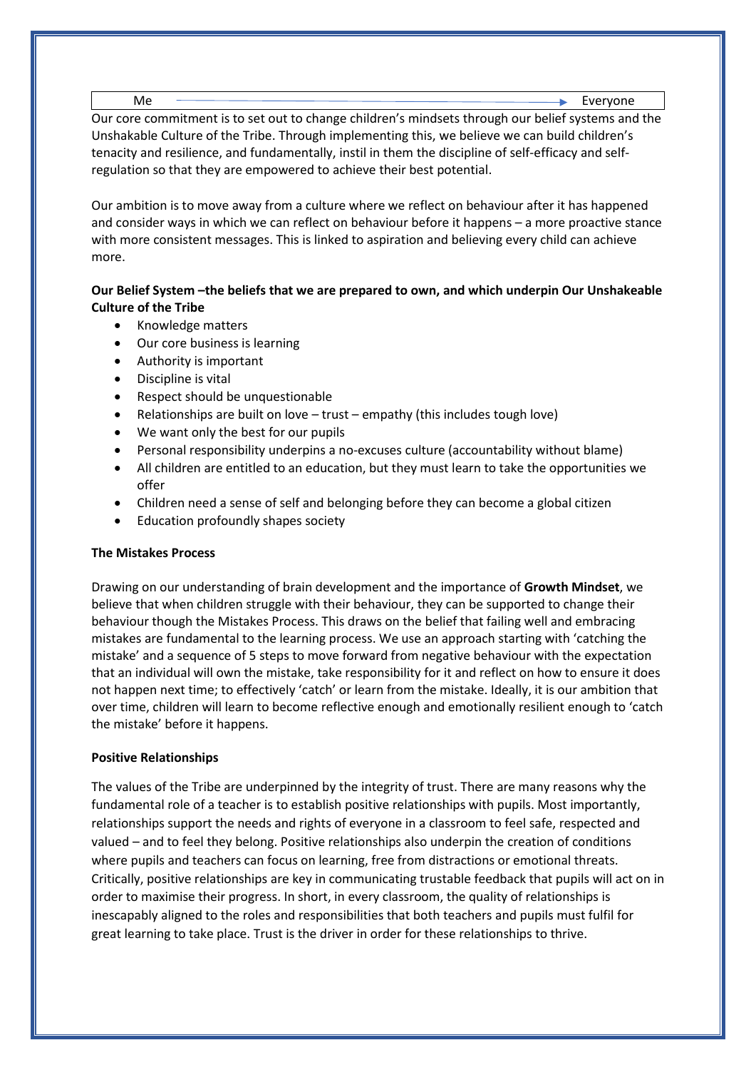| Me ————————————————————————→ Everyone |
| --- |

Our core commitment is to set out to change children's mindsets through our belief systems and the Unshakable Culture of the Tribe. Through implementing this, we believe we can build children's tenacity and resilience, and fundamentally, instil in them the discipline of self-efficacy and self-regulation so that they are empowered to achieve their best potential.

Our ambition is to move away from a culture where we reflect on behaviour after it has happened and consider ways in which we can reflect on behaviour before it happens – a more proactive stance with more consistent messages. This is linked to aspiration and believing every child can achieve more.

**Our Belief System –the beliefs that we are prepared to own, and which underpin Our Unshakeable Culture of the Tribe**

- Knowledge matters
- Our core business is learning
- Authority is important
- Discipline is vital
- Respect should be unquestionable
- Relationships are built on love – trust – empathy (this includes tough love)
- We want only the best for our pupils
- Personal responsibility underpins a no-excuses culture (accountability without blame)
- All children are entitled to an education, but they must learn to take the opportunities we offer
- Children need a sense of self and belonging before they can become a global citizen
- Education profoundly shapes society

**The Mistakes Process**

Drawing on our understanding of brain development and the importance of **Growth Mindset**, we believe that when children struggle with their behaviour, they can be supported to change their behaviour though the Mistakes Process. This draws on the belief that failing well and embracing mistakes are fundamental to the learning process. We use an approach starting with 'catching the mistake' and a sequence of 5 steps to move forward from negative behaviour with the expectation that an individual will own the mistake, take responsibility for it and reflect on how to ensure it does not happen next time; to effectively 'catch' or learn from the mistake. Ideally, it is our ambition that over time, children will learn to become reflective enough and emotionally resilient enough to 'catch the mistake' before it happens.

**Positive Relationships**

The values of the Tribe are underpinned by the integrity of trust. There are many reasons why the fundamental role of a teacher is to establish positive relationships with pupils. Most importantly, relationships support the needs and rights of everyone in a classroom to feel safe, respected and valued – and to feel they belong. Positive relationships also underpin the creation of conditions where pupils and teachers can focus on learning, free from distractions or emotional threats. Critically, positive relationships are key in communicating trustable feedback that pupils will act on in order to maximise their progress. In short, in every classroom, the quality of relationships is inescapably aligned to the roles and responsibilities that both teachers and pupils must fulfil for great learning to take place. Trust is the driver in order for these relationships to thrive.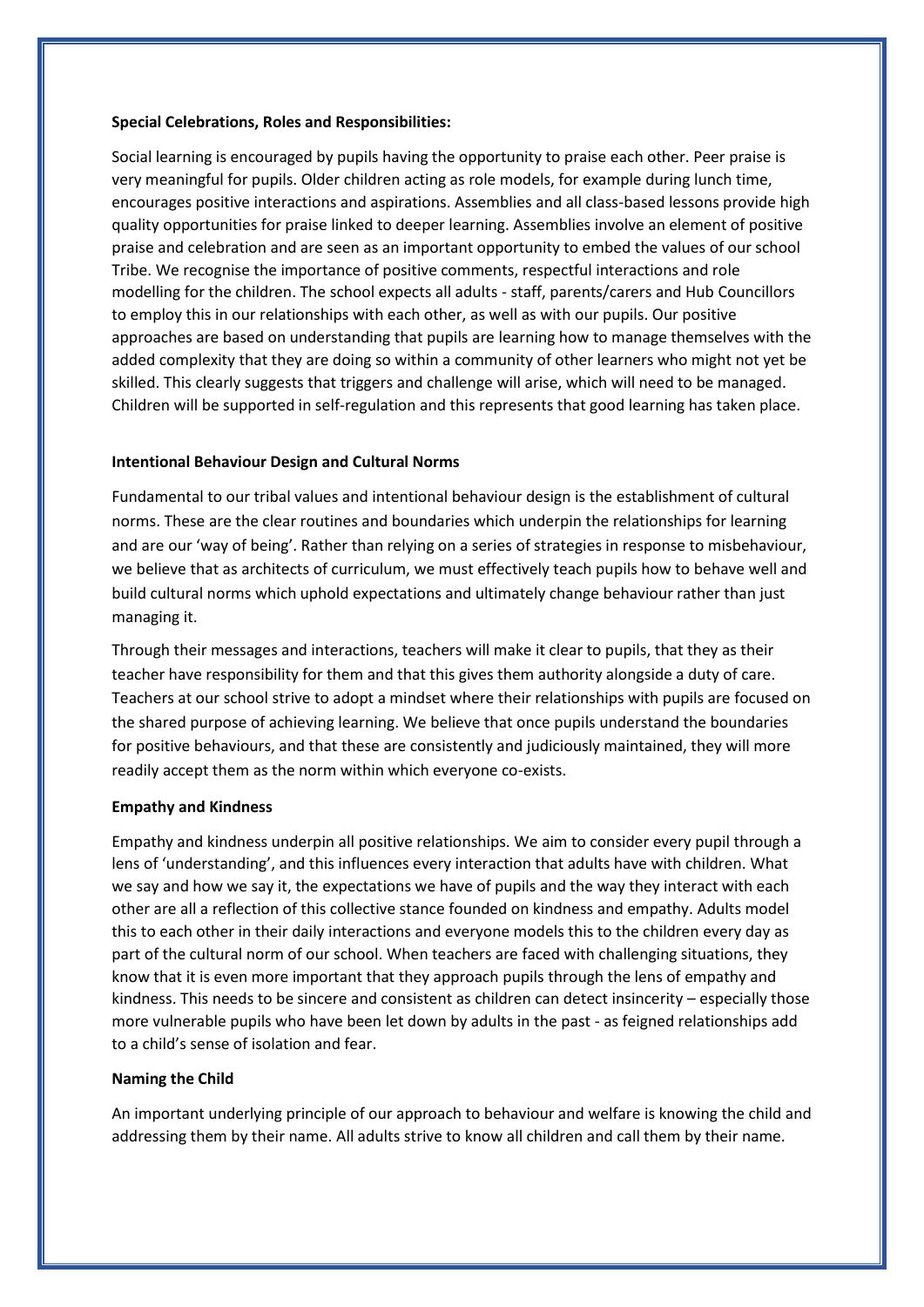**Special Celebrations, Roles and Responsibilities:**

Social learning is encouraged by pupils having the opportunity to praise each other. Peer praise is very meaningful for pupils. Older children acting as role models, for example during lunch time, encourages positive interactions and aspirations. Assemblies and all class-based lessons provide high quality opportunities for praise linked to deeper learning. Assemblies involve an element of positive praise and celebration and are seen as an important opportunity to embed the values of our school Tribe. We recognise the importance of positive comments, respectful interactions and role modelling for the children. The school expects all adults - staff, parents/carers and Hub Councillors to employ this in our relationships with each other, as well as with our pupils. Our positive approaches are based on understanding that pupils are learning how to manage themselves with the added complexity that they are doing so within a community of other learners who might not yet be skilled. This clearly suggests that triggers and challenge will arise, which will need to be managed. Children will be supported in self-regulation and this represents that good learning has taken place.

**Intentional Behaviour Design and Cultural Norms**

Fundamental to our tribal values and intentional behaviour design is the establishment of cultural norms. These are the clear routines and boundaries which underpin the relationships for learning and are our 'way of being'. Rather than relying on a series of strategies in response to misbehaviour, we believe that as architects of curriculum, we must effectively teach pupils how to behave well and build cultural norms which uphold expectations and ultimately change behaviour rather than just managing it.

Through their messages and interactions, teachers will make it clear to pupils, that they as their teacher have responsibility for them and that this gives them authority alongside a duty of care. Teachers at our school strive to adopt a mindset where their relationships with pupils are focused on the shared purpose of achieving learning. We believe that once pupils understand the boundaries for positive behaviours, and that these are consistently and judiciously maintained, they will more readily accept them as the norm within which everyone co-exists.

**Empathy and Kindness**

Empathy and kindness underpin all positive relationships. We aim to consider every pupil through a lens of 'understanding', and this influences every interaction that adults have with children. What we say and how we say it, the expectations we have of pupils and the way they interact with each other are all a reflection of this collective stance founded on kindness and empathy. Adults model this to each other in their daily interactions and everyone models this to the children every day as part of the cultural norm of our school. When teachers are faced with challenging situations, they know that it is even more important that they approach pupils through the lens of empathy and kindness. This needs to be sincere and consistent as children can detect insincerity – especially those more vulnerable pupils who have been let down by adults in the past - as feigned relationships add to a child's sense of isolation and fear.

**Naming the Child**

An important underlying principle of our approach to behaviour and welfare is knowing the child and addressing them by their name. All adults strive to know all children and call them by their name.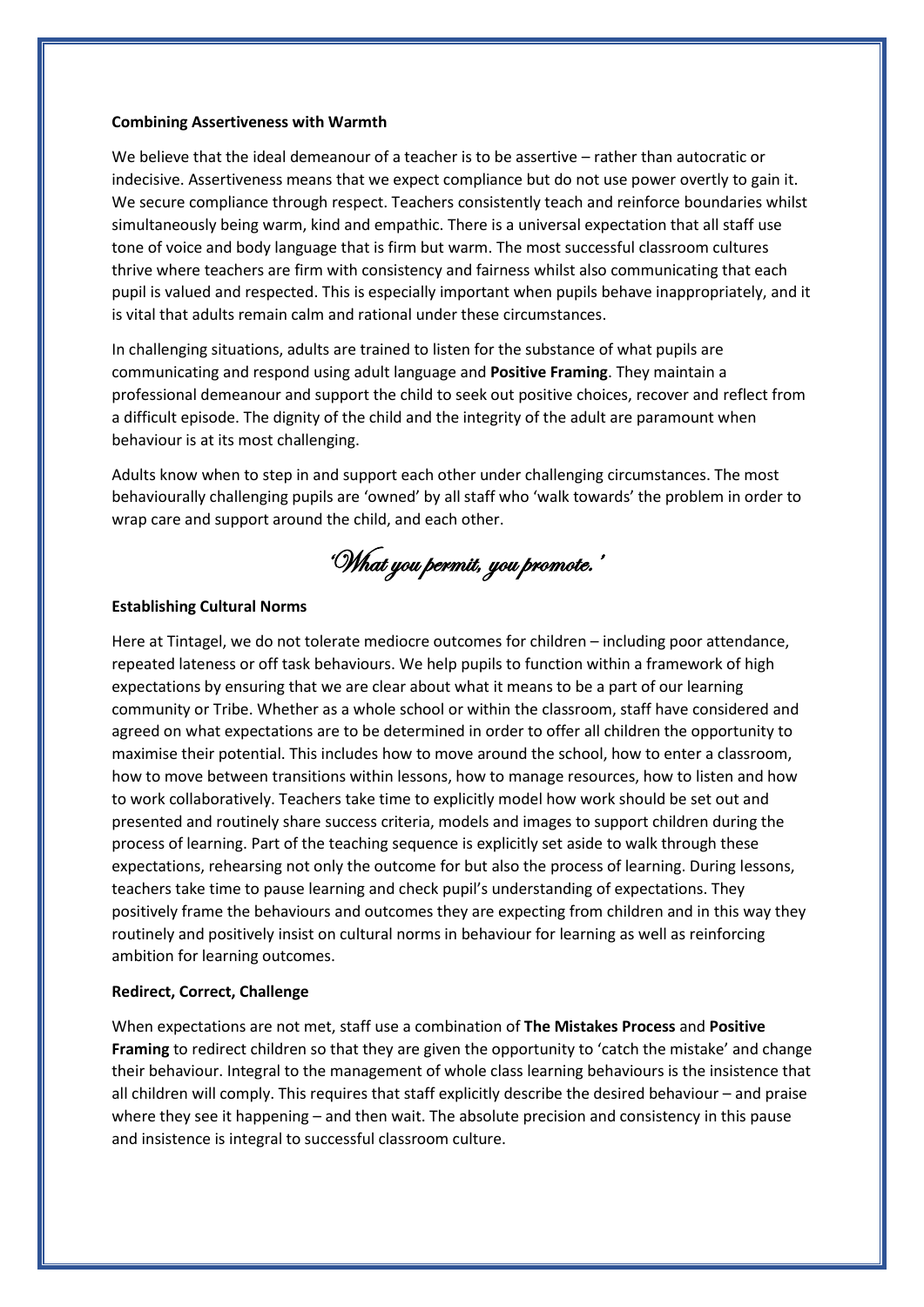**Combining Assertiveness with Warmth**

We believe that the ideal demeanour of a teacher is to be assertive – rather than autocratic or indecisive. Assertiveness means that we expect compliance but do not use power overtly to gain it. We secure compliance through respect. Teachers consistently teach and reinforce boundaries whilst simultaneously being warm, kind and empathic. There is a universal expectation that all staff use tone of voice and body language that is firm but warm. The most successful classroom cultures thrive where teachers are firm with consistency and fairness whilst also communicating that each pupil is valued and respected. This is especially important when pupils behave inappropriately, and it is vital that adults remain calm and rational under these circumstances.

In challenging situations, adults are trained to listen for the substance of what pupils are communicating and respond using adult language and **Positive Framing**. They maintain a professional demeanour and support the child to seek out positive choices, recover and reflect from a difficult episode. The dignity of the child and the integrity of the adult are paramount when behaviour is at its most challenging.

Adults know when to step in and support each other under challenging circumstances. The most behaviourally challenging pupils are 'owned' by all staff who 'walk towards' the problem in order to wrap care and support around the child, and each other.

*'What you permit, you promote.'*

**Establishing Cultural Norms**

Here at Tintagel, we do not tolerate mediocre outcomes for children – including poor attendance, repeated lateness or off task behaviours. We help pupils to function within a framework of high expectations by ensuring that we are clear about what it means to be a part of our learning community or Tribe. Whether as a whole school or within the classroom, staff have considered and agreed on what expectations are to be determined in order to offer all children the opportunity to maximise their potential. This includes how to move around the school, how to enter a classroom, how to move between transitions within lessons, how to manage resources, how to listen and how to work collaboratively. Teachers take time to explicitly model how work should be set out and presented and routinely share success criteria, models and images to support children during the process of learning. Part of the teaching sequence is explicitly set aside to walk through these expectations, rehearsing not only the outcome for but also the process of learning. During lessons, teachers take time to pause learning and check pupil's understanding of expectations. They positively frame the behaviours and outcomes they are expecting from children and in this way they routinely and positively insist on cultural norms in behaviour for learning as well as reinforcing ambition for learning outcomes.

**Redirect, Correct, Challenge**

When expectations are not met, staff use a combination of **The Mistakes Process** and **Positive Framing** to redirect children so that they are given the opportunity to 'catch the mistake' and change their behaviour. Integral to the management of whole class learning behaviours is the insistence that all children will comply. This requires that staff explicitly describe the desired behaviour – and praise where they see it happening – and then wait. The absolute precision and consistency in this pause and insistence is integral to successful classroom culture.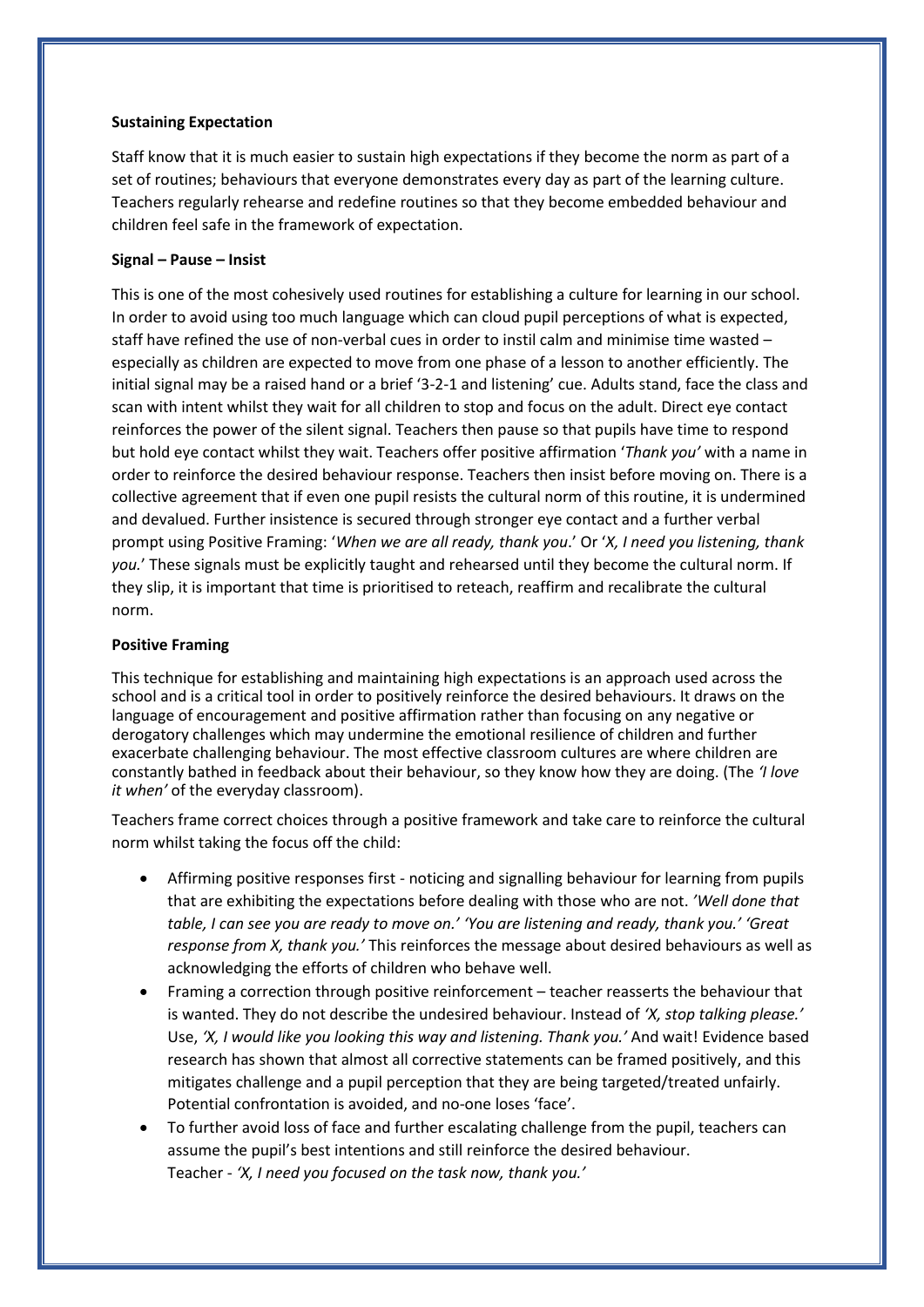**Sustaining Expectation**

Staff know that it is much easier to sustain high expectations if they become the norm as part of a set of routines; behaviours that everyone demonstrates every day as part of the learning culture. Teachers regularly rehearse and redefine routines so that they become embedded behaviour and children feel safe in the framework of expectation.

**Signal – Pause – Insist**

This is one of the most cohesively used routines for establishing a culture for learning in our school. In order to avoid using too much language which can cloud pupil perceptions of what is expected, staff have refined the use of non-verbal cues in order to instil calm and minimise time wasted – especially as children are expected to move from one phase of a lesson to another efficiently. The initial signal may be a raised hand or a brief '3-2-1 and listening' cue. Adults stand, face the class and scan with intent whilst they wait for all children to stop and focus on the adult. Direct eye contact reinforces the power of the silent signal. Teachers then pause so that pupils have time to respond but hold eye contact whilst they wait. Teachers offer positive affirmation '*Thank you'* with a name in order to reinforce the desired behaviour response. Teachers then insist before moving on. There is a collective agreement that if even one pupil resists the cultural norm of this routine, it is undermined and devalued. Further insistence is secured through stronger eye contact and a further verbal prompt using Positive Framing: '*When we are all ready, thank you*.' Or '*X, I need you listening, thank you.*' These signals must be explicitly taught and rehearsed until they become the cultural norm. If they slip, it is important that time is prioritised to reteach, reaffirm and recalibrate the cultural norm.

**Positive Framing**

This technique for establishing and maintaining high expectations is an approach used across the school and is a critical tool in order to positively reinforce the desired behaviours. It draws on the language of encouragement and positive affirmation rather than focusing on any negative or derogatory challenges which may undermine the emotional resilience of children and further exacerbate challenging behaviour. The most effective classroom cultures are where children are constantly bathed in feedback about their behaviour, so they know how they are doing. (The *'I love it when'* of the everyday classroom).

Teachers frame correct choices through a positive framework and take care to reinforce the cultural norm whilst taking the focus off the child:

- Affirming positive responses first - noticing and signalling behaviour for learning from pupils that are exhibiting the expectations before dealing with those who are not. *'Well done that table, I can see you are ready to move on.' 'You are listening and ready, thank you.' 'Great response from X, thank you.'* This reinforces the message about desired behaviours as well as acknowledging the efforts of children who behave well.
- Framing a correction through positive reinforcement – teacher reasserts the behaviour that is wanted. They do not describe the undesired behaviour. Instead of *'X, stop talking please.'* Use, *'X, I would like you looking this way and listening. Thank you.'* And wait! Evidence based research has shown that almost all corrective statements can be framed positively, and this mitigates challenge and a pupil perception that they are being targeted/treated unfairly. Potential confrontation is avoided, and no-one loses 'face'.
- To further avoid loss of face and further escalating challenge from the pupil, teachers can assume the pupil's best intentions and still reinforce the desired behaviour.
  Teacher - *'X, I need you focused on the task now, thank you.'*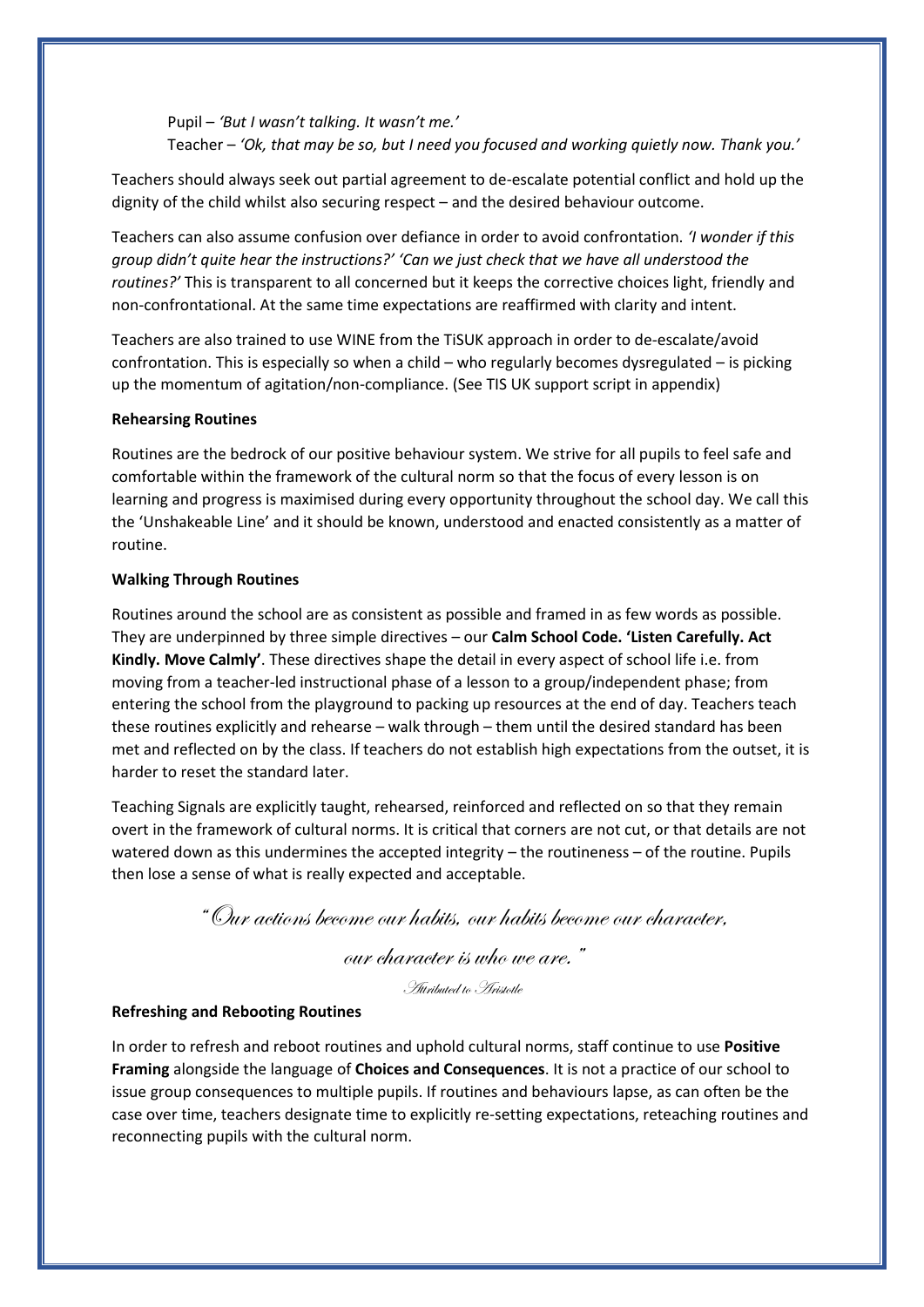Pupil – *'But I wasn't talking. It wasn't me.'*
Teacher – *'Ok, that may be so, but I need you focused and working quietly now. Thank you.'*

Teachers should always seek out partial agreement to de-escalate potential conflict and hold up the dignity of the child whilst also securing respect – and the desired behaviour outcome.

Teachers can also assume confusion over defiance in order to avoid confrontation. *'I wonder if this group didn't quite hear the instructions?' 'Can we just check that we have all understood the routines?'* This is transparent to all concerned but it keeps the corrective choices light, friendly and non-confrontational. At the same time expectations are reaffirmed with clarity and intent.

Teachers are also trained to use WINE from the TiSUK approach in order to de-escalate/avoid confrontation. This is especially so when a child – who regularly becomes dysregulated – is picking up the momentum of agitation/non-compliance. (See TIS UK support script in appendix)

**Rehearsing Routines**

Routines are the bedrock of our positive behaviour system. We strive for all pupils to feel safe and comfortable within the framework of the cultural norm so that the focus of every lesson is on learning and progress is maximised during every opportunity throughout the school day. We call this the 'Unshakeable Line' and it should be known, understood and enacted consistently as a matter of routine.

**Walking Through Routines**

Routines around the school are as consistent as possible and framed in as few words as possible. They are underpinned by three simple directives – our **Calm School Code. 'Listen Carefully. Act Kindly. Move Calmly'**. These directives shape the detail in every aspect of school life i.e. from moving from a teacher-led instructional phase of a lesson to a group/independent phase; from entering the school from the playground to packing up resources at the end of day. Teachers teach these routines explicitly and rehearse – walk through – them until the desired standard has been met and reflected on by the class. If teachers do not establish high expectations from the outset, it is harder to reset the standard later.

Teaching Signals are explicitly taught, rehearsed, reinforced and reflected on so that they remain overt in the framework of cultural norms. It is critical that corners are not cut, or that details are not watered down as this undermines the accepted integrity – the routineness – of the routine. Pupils then lose a sense of what is really expected and acceptable.

*"Our actions become our habits, our habits become our character, our character is who we are."*

*Attributed to Aristotle*

**Refreshing and Rebooting Routines**

In order to refresh and reboot routines and uphold cultural norms, staff continue to use **Positive Framing** alongside the language of **Choices and Consequences**. It is not a practice of our school to issue group consequences to multiple pupils. If routines and behaviours lapse, as can often be the case over time, teachers designate time to explicitly re-setting expectations, reteaching routines and reconnecting pupils with the cultural norm.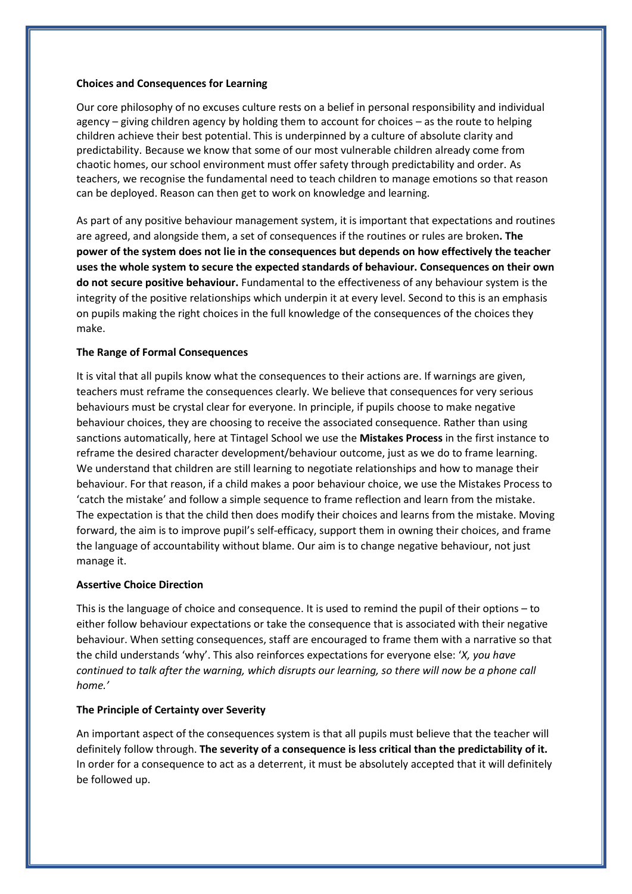**Choices and Consequences for Learning**

Our core philosophy of no excuses culture rests on a belief in personal responsibility and individual agency – giving children agency by holding them to account for choices – as the route to helping children achieve their best potential. This is underpinned by a culture of absolute clarity and predictability. Because we know that some of our most vulnerable children already come from chaotic homes, our school environment must offer safety through predictability and order. As teachers, we recognise the fundamental need to teach children to manage emotions so that reason can be deployed. Reason can then get to work on knowledge and learning.

As part of any positive behaviour management system, it is important that expectations and routines are agreed, and alongside them, a set of consequences if the routines or rules are broken**. The power of the system does not lie in the consequences but depends on how effectively the teacher uses the whole system to secure the expected standards of behaviour. Consequences on their own do not secure positive behaviour.** Fundamental to the effectiveness of any behaviour system is the integrity of the positive relationships which underpin it at every level. Second to this is an emphasis on pupils making the right choices in the full knowledge of the consequences of the choices they make.

**The Range of Formal Consequences**

It is vital that all pupils know what the consequences to their actions are. If warnings are given, teachers must reframe the consequences clearly. We believe that consequences for very serious behaviours must be crystal clear for everyone. In principle, if pupils choose to make negative behaviour choices, they are choosing to receive the associated consequence. Rather than using sanctions automatically, here at Tintagel School we use the **Mistakes Process** in the first instance to reframe the desired character development/behaviour outcome, just as we do to frame learning. We understand that children are still learning to negotiate relationships and how to manage their behaviour. For that reason, if a child makes a poor behaviour choice, we use the Mistakes Process to 'catch the mistake' and follow a simple sequence to frame reflection and learn from the mistake. The expectation is that the child then does modify their choices and learns from the mistake. Moving forward, the aim is to improve pupil's self-efficacy, support them in owning their choices, and frame the language of accountability without blame. Our aim is to change negative behaviour, not just manage it.

**Assertive Choice Direction**

This is the language of choice and consequence. It is used to remind the pupil of their options – to either follow behaviour expectations or take the consequence that is associated with their negative behaviour. When setting consequences, staff are encouraged to frame them with a narrative so that the child understands 'why'. This also reinforces expectations for everyone else: '*X, you have continued to talk after the warning, which disrupts our learning, so there will now be a phone call home.'*

**The Principle of Certainty over Severity**

An important aspect of the consequences system is that all pupils must believe that the teacher will definitely follow through. **The severity of a consequence is less critical than the predictability of it.** In order for a consequence to act as a deterrent, it must be absolutely accepted that it will definitely be followed up.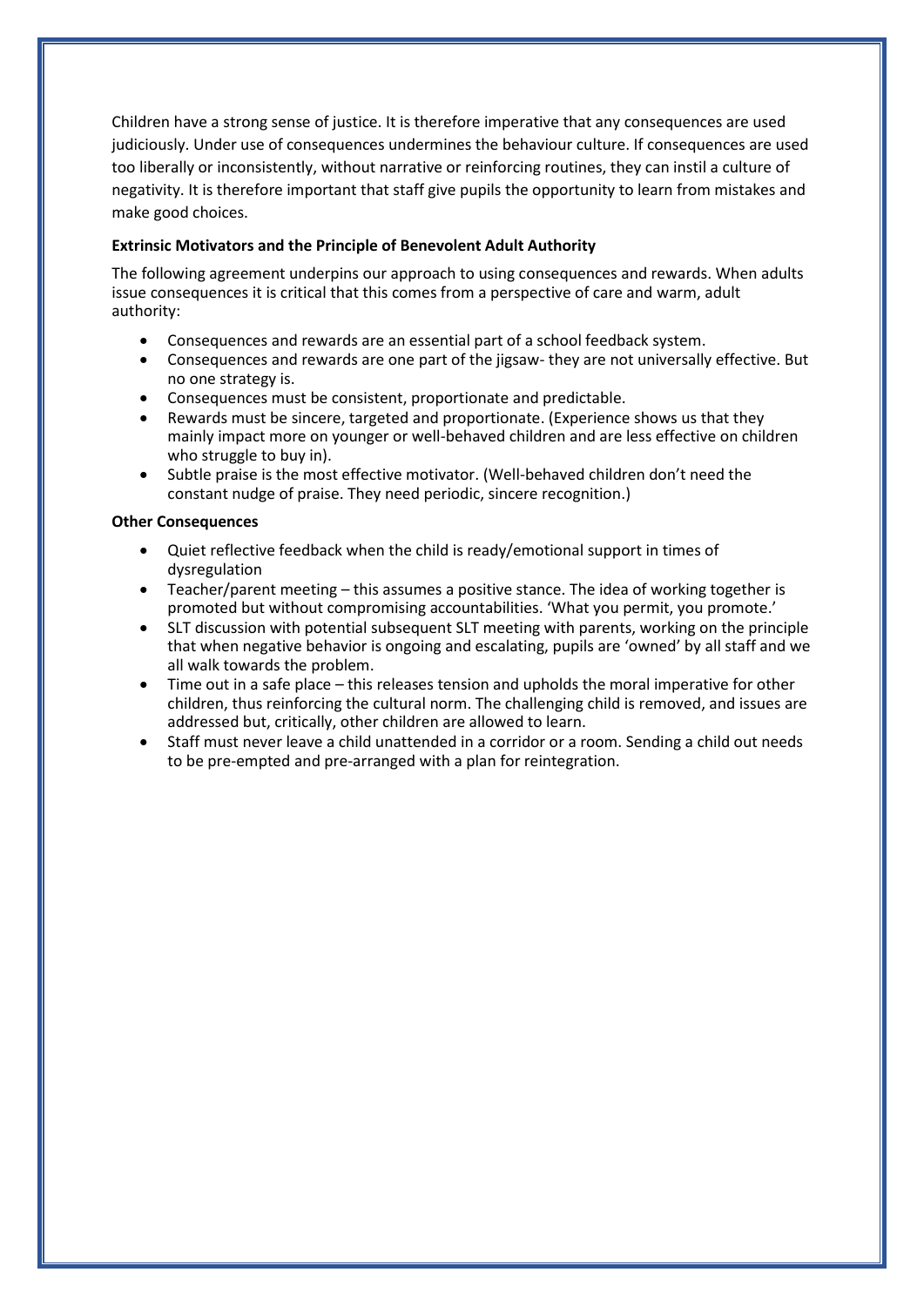Children have a strong sense of justice. It is therefore imperative that any consequences are used judiciously. Under use of consequences undermines the behaviour culture. If consequences are used too liberally or inconsistently, without narrative or reinforcing routines, they can instil a culture of negativity. It is therefore important that staff give pupils the opportunity to learn from mistakes and make good choices.

**Extrinsic Motivators and the Principle of Benevolent Adult Authority**

The following agreement underpins our approach to using consequences and rewards. When adults issue consequences it is critical that this comes from a perspective of care and warm, adult authority:

- Consequences and rewards are an essential part of a school feedback system.
- Consequences and rewards are one part of the jigsaw- they are not universally effective. But no one strategy is.
- Consequences must be consistent, proportionate and predictable.
- Rewards must be sincere, targeted and proportionate. (Experience shows us that they mainly impact more on younger or well-behaved children and are less effective on children who struggle to buy in).
- Subtle praise is the most effective motivator. (Well-behaved children don't need the constant nudge of praise. They need periodic, sincere recognition.)

**Other Consequences**

- Quiet reflective feedback when the child is ready/emotional support in times of dysregulation
- Teacher/parent meeting – this assumes a positive stance. The idea of working together is promoted but without compromising accountabilities. 'What you permit, you promote.'
- SLT discussion with potential subsequent SLT meeting with parents, working on the principle that when negative behavior is ongoing and escalating, pupils are 'owned' by all staff and we all walk towards the problem.
- Time out in a safe place – this releases tension and upholds the moral imperative for other children, thus reinforcing the cultural norm. The challenging child is removed, and issues are addressed but, critically, other children are allowed to learn.
- Staff must never leave a child unattended in a corridor or a room. Sending a child out needs to be pre-empted and pre-arranged with a plan for reintegration.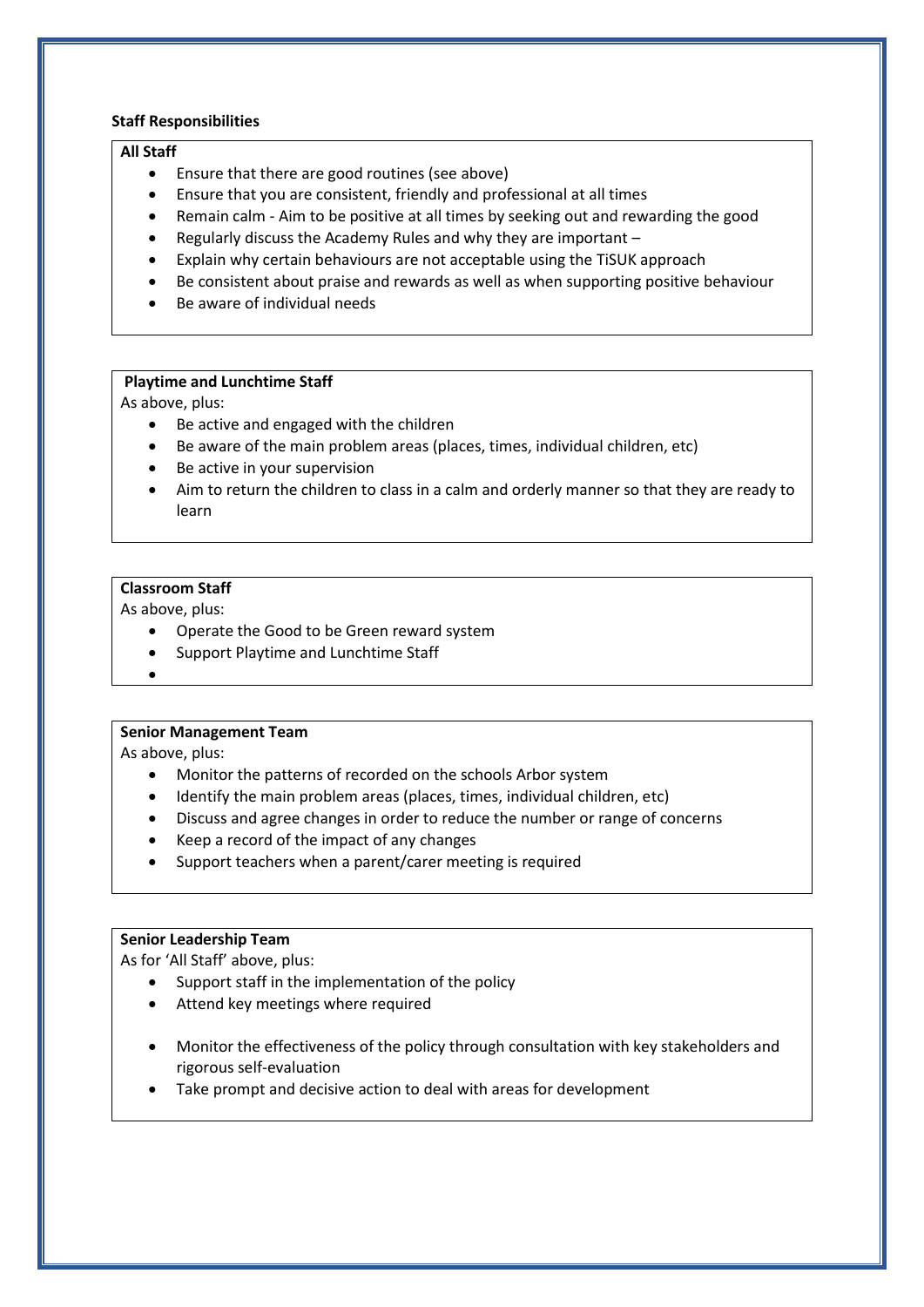**Staff Responsibilities**

**All Staff**

- Ensure that there are good routines (see above)
- Ensure that you are consistent, friendly and professional at all times
- Remain calm - Aim to be positive at all times by seeking out and rewarding the good
- Regularly discuss the Academy Rules and why they are important –
- Explain why certain behaviours are not acceptable using the TiSUK approach
- Be consistent about praise and rewards as well as when supporting positive behaviour
- Be aware of individual needs

**Playtime and Lunchtime Staff**

As above, plus:

- Be active and engaged with the children
- Be aware of the main problem areas (places, times, individual children, etc)
- Be active in your supervision
- Aim to return the children to class in a calm and orderly manner so that they are ready to learn

**Classroom Staff**

As above, plus:

- Operate the Good to be Green reward system
- Support Playtime and Lunchtime Staff

**Senior Management Team**

As above, plus:

- Monitor the patterns of recorded on the schools Arbor system
- Identify the main problem areas (places, times, individual children, etc)
- Discuss and agree changes in order to reduce the number or range of concerns
- Keep a record of the impact of any changes
- Support teachers when a parent/carer meeting is required

**Senior Leadership Team**

As for 'All Staff' above, plus:

- Support staff in the implementation of the policy
- Attend key meetings where required
- Monitor the effectiveness of the policy through consultation with key stakeholders and rigorous self-evaluation
- Take prompt and decisive action to deal with areas for development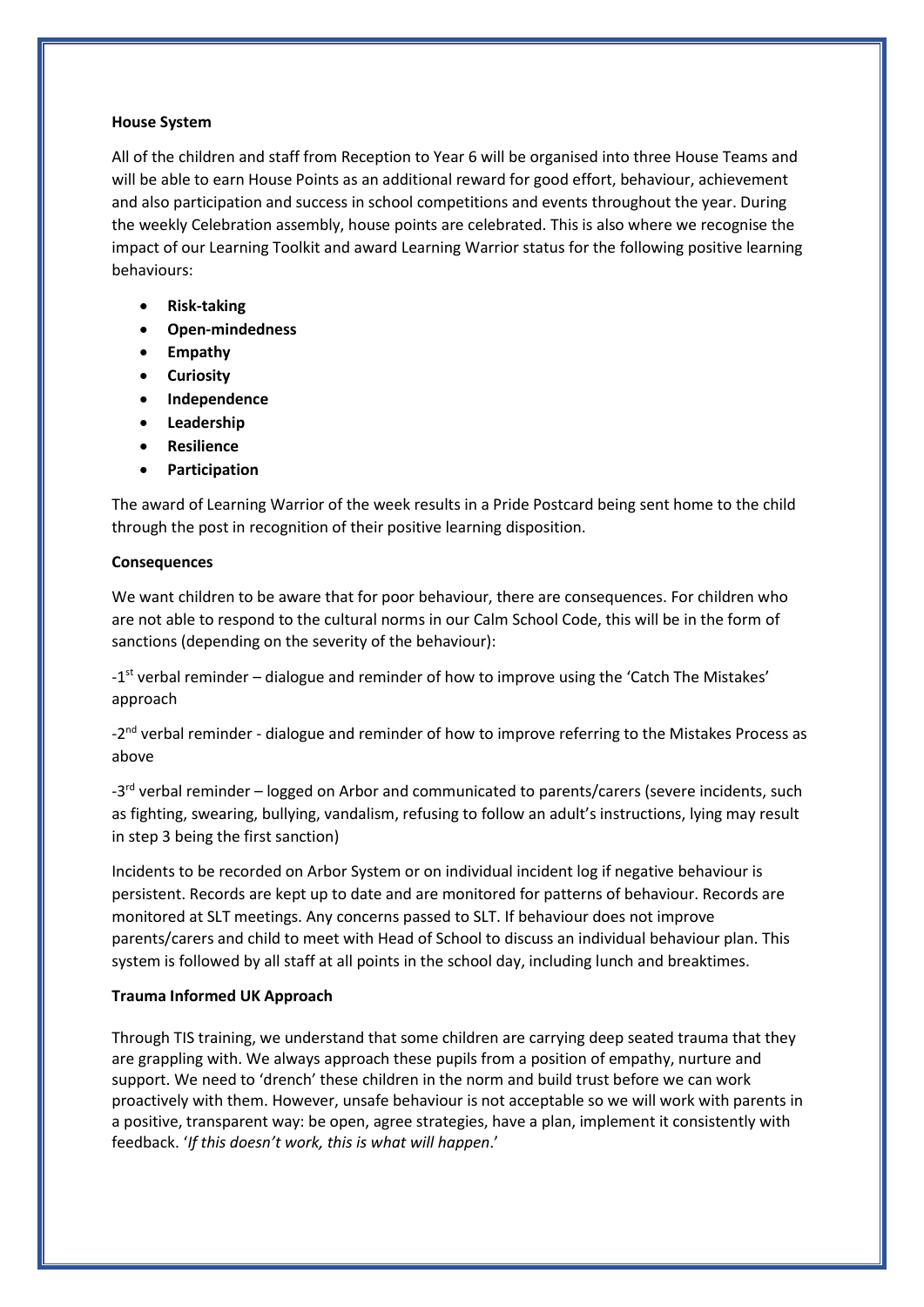**House System**

All of the children and staff from Reception to Year 6 will be organised into three House Teams and will be able to earn House Points as an additional reward for good effort, behaviour, achievement and also participation and success in school competitions and events throughout the year. During the weekly Celebration assembly, house points are celebrated. This is also where we recognise the impact of our Learning Toolkit and award Learning Warrior status for the following positive learning behaviours:

- **Risk-taking**
- **Open-mindedness**
- **Empathy**
- **Curiosity**
- **Independence**
- **Leadership**
- **Resilience**
- **Participation**

The award of Learning Warrior of the week results in a Pride Postcard being sent home to the child through the post in recognition of their positive learning disposition.

**Consequences**

We want children to be aware that for poor behaviour, there are consequences. For children who are not able to respond to the cultural norms in our Calm School Code, this will be in the form of sanctions (depending on the severity of the behaviour):

-1st verbal reminder – dialogue and reminder of how to improve using the 'Catch The Mistakes' approach

-2nd verbal reminder - dialogue and reminder of how to improve referring to the Mistakes Process as above

-3rd verbal reminder – logged on Arbor and communicated to parents/carers (severe incidents, such as fighting, swearing, bullying, vandalism, refusing to follow an adult's instructions, lying may result in step 3 being the first sanction)

Incidents to be recorded on Arbor System or on individual incident log if negative behaviour is persistent. Records are kept up to date and are monitored for patterns of behaviour. Records are monitored at SLT meetings. Any concerns passed to SLT. If behaviour does not improve parents/carers and child to meet with Head of School to discuss an individual behaviour plan. This system is followed by all staff at all points in the school day, including lunch and breaktimes.

**Trauma Informed UK Approach**

Through TIS training, we understand that some children are carrying deep seated trauma that they are grappling with. We always approach these pupils from a position of empathy, nurture and support. We need to 'drench' these children in the norm and build trust before we can work proactively with them. However, unsafe behaviour is not acceptable so we will work with parents in a positive, transparent way: be open, agree strategies, have a plan, implement it consistently with feedback. '*If this doesn't work, this is what will happen*.'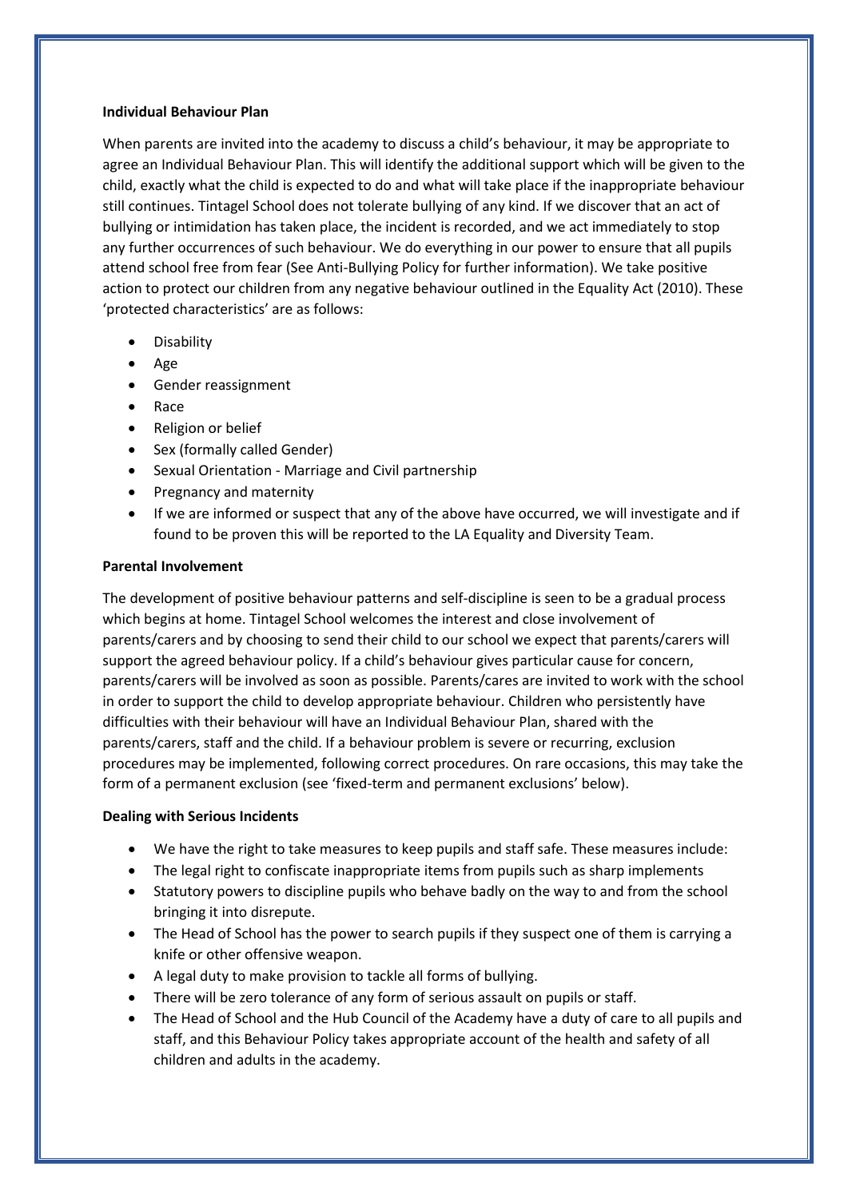**Individual Behaviour Plan**

When parents are invited into the academy to discuss a child's behaviour, it may be appropriate to agree an Individual Behaviour Plan. This will identify the additional support which will be given to the child, exactly what the child is expected to do and what will take place if the inappropriate behaviour still continues. Tintagel School does not tolerate bullying of any kind. If we discover that an act of bullying or intimidation has taken place, the incident is recorded, and we act immediately to stop any further occurrences of such behaviour. We do everything in our power to ensure that all pupils attend school free from fear (See Anti-Bullying Policy for further information). We take positive action to protect our children from any negative behaviour outlined in the Equality Act (2010). These 'protected characteristics' are as follows:

- Disability
- Age
- Gender reassignment
- Race
- Religion or belief
- Sex (formally called Gender)
- Sexual Orientation - Marriage and Civil partnership
- Pregnancy and maternity
- If we are informed or suspect that any of the above have occurred, we will investigate and if found to be proven this will be reported to the LA Equality and Diversity Team.

**Parental Involvement**

The development of positive behaviour patterns and self-discipline is seen to be a gradual process which begins at home. Tintagel School welcomes the interest and close involvement of parents/carers and by choosing to send their child to our school we expect that parents/carers will support the agreed behaviour policy. If a child's behaviour gives particular cause for concern, parents/carers will be involved as soon as possible. Parents/cares are invited to work with the school in order to support the child to develop appropriate behaviour. Children who persistently have difficulties with their behaviour will have an Individual Behaviour Plan, shared with the parents/carers, staff and the child. If a behaviour problem is severe or recurring, exclusion procedures may be implemented, following correct procedures. On rare occasions, this may take the form of a permanent exclusion (see 'fixed-term and permanent exclusions' below).

**Dealing with Serious Incidents**

- We have the right to take measures to keep pupils and staff safe. These measures include:
- The legal right to confiscate inappropriate items from pupils such as sharp implements
- Statutory powers to discipline pupils who behave badly on the way to and from the school bringing it into disrepute.
- The Head of School has the power to search pupils if they suspect one of them is carrying a knife or other offensive weapon.
- A legal duty to make provision to tackle all forms of bullying.
- There will be zero tolerance of any form of serious assault on pupils or staff.
- The Head of School and the Hub Council of the Academy have a duty of care to all pupils and staff, and this Behaviour Policy takes appropriate account of the health and safety of all children and adults in the academy.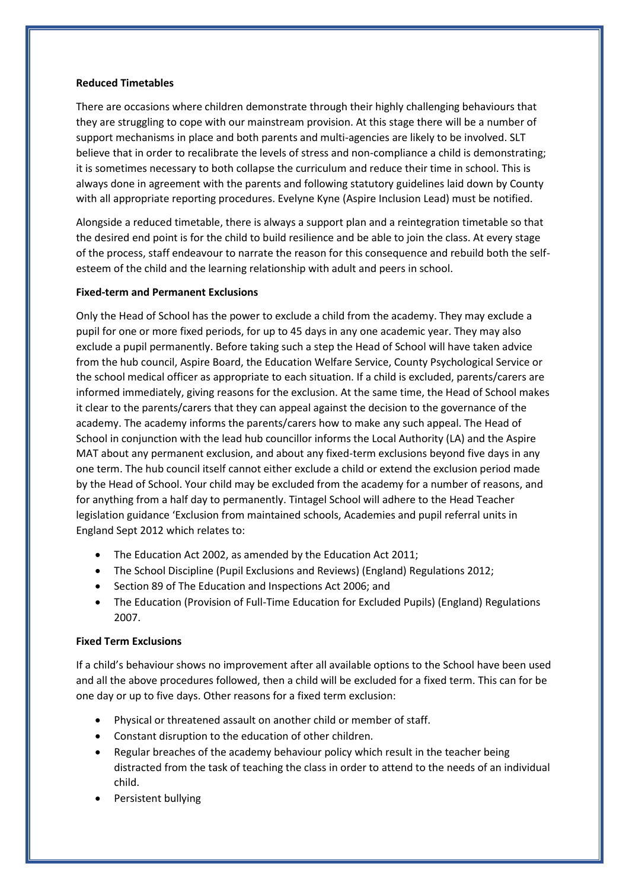**Reduced Timetables**

There are occasions where children demonstrate through their highly challenging behaviours that they are struggling to cope with our mainstream provision. At this stage there will be a number of support mechanisms in place and both parents and multi-agencies are likely to be involved. SLT believe that in order to recalibrate the levels of stress and non-compliance a child is demonstrating; it is sometimes necessary to both collapse the curriculum and reduce their time in school. This is always done in agreement with the parents and following statutory guidelines laid down by County with all appropriate reporting procedures. Evelyne Kyne (Aspire Inclusion Lead) must be notified.

Alongside a reduced timetable, there is always a support plan and a reintegration timetable so that the desired end point is for the child to build resilience and be able to join the class. At every stage of the process, staff endeavour to narrate the reason for this consequence and rebuild both the self-esteem of the child and the learning relationship with adult and peers in school.

**Fixed-term and Permanent Exclusions**

Only the Head of School has the power to exclude a child from the academy. They may exclude a pupil for one or more fixed periods, for up to 45 days in any one academic year. They may also exclude a pupil permanently. Before taking such a step the Head of School will have taken advice from the hub council, Aspire Board, the Education Welfare Service, County Psychological Service or the school medical officer as appropriate to each situation. If a child is excluded, parents/carers are informed immediately, giving reasons for the exclusion. At the same time, the Head of School makes it clear to the parents/carers that they can appeal against the decision to the governance of the academy. The academy informs the parents/carers how to make any such appeal. The Head of School in conjunction with the lead hub councillor informs the Local Authority (LA) and the Aspire MAT about any permanent exclusion, and about any fixed-term exclusions beyond five days in any one term. The hub council itself cannot either exclude a child or extend the exclusion period made by the Head of School. Your child may be excluded from the academy for a number of reasons, and for anything from a half day to permanently. Tintagel School will adhere to the Head Teacher legislation guidance 'Exclusion from maintained schools, Academies and pupil referral units in England Sept 2012 which relates to:

- The Education Act 2002, as amended by the Education Act 2011;
- The School Discipline (Pupil Exclusions and Reviews) (England) Regulations 2012;
- Section 89 of The Education and Inspections Act 2006; and
- The Education (Provision of Full-Time Education for Excluded Pupils) (England) Regulations 2007.

**Fixed Term Exclusions**

If a child's behaviour shows no improvement after all available options to the School have been used and all the above procedures followed, then a child will be excluded for a fixed term. This can for be one day or up to five days. Other reasons for a fixed term exclusion:

- Physical or threatened assault on another child or member of staff.
- Constant disruption to the education of other children.
- Regular breaches of the academy behaviour policy which result in the teacher being distracted from the task of teaching the class in order to attend to the needs of an individual child.
- Persistent bullying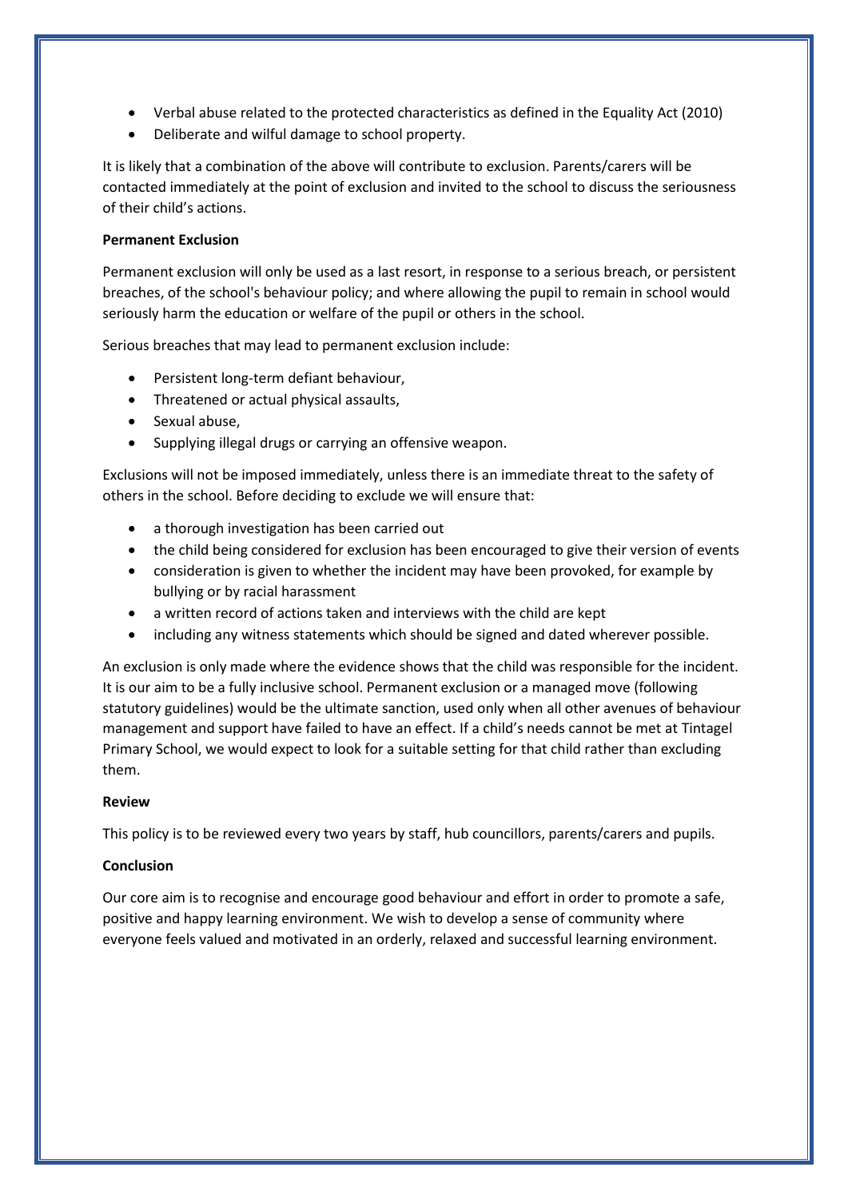- Verbal abuse related to the protected characteristics as defined in the Equality Act (2010)
- Deliberate and wilful damage to school property.

It is likely that a combination of the above will contribute to exclusion. Parents/carers will be contacted immediately at the point of exclusion and invited to the school to discuss the seriousness of their child's actions.

**Permanent Exclusion**

Permanent exclusion will only be used as a last resort, in response to a serious breach, or persistent breaches, of the school's behaviour policy; and where allowing the pupil to remain in school would seriously harm the education or welfare of the pupil or others in the school.

Serious breaches that may lead to permanent exclusion include:

- Persistent long-term defiant behaviour,
- Threatened or actual physical assaults,
- Sexual abuse,
- Supplying illegal drugs or carrying an offensive weapon.

Exclusions will not be imposed immediately, unless there is an immediate threat to the safety of others in the school. Before deciding to exclude we will ensure that:

- a thorough investigation has been carried out
- the child being considered for exclusion has been encouraged to give their version of events
- consideration is given to whether the incident may have been provoked, for example by bullying or by racial harassment
- a written record of actions taken and interviews with the child are kept
- including any witness statements which should be signed and dated wherever possible.

An exclusion is only made where the evidence shows that the child was responsible for the incident. It is our aim to be a fully inclusive school. Permanent exclusion or a managed move (following statutory guidelines) would be the ultimate sanction, used only when all other avenues of behaviour management and support have failed to have an effect. If a child's needs cannot be met at Tintagel Primary School, we would expect to look for a suitable setting for that child rather than excluding them.

**Review**

This policy is to be reviewed every two years by staff, hub councillors, parents/carers and pupils.

**Conclusion**

Our core aim is to recognise and encourage good behaviour and effort in order to promote a safe, positive and happy learning environment. We wish to develop a sense of community where everyone feels valued and motivated in an orderly, relaxed and successful learning environment.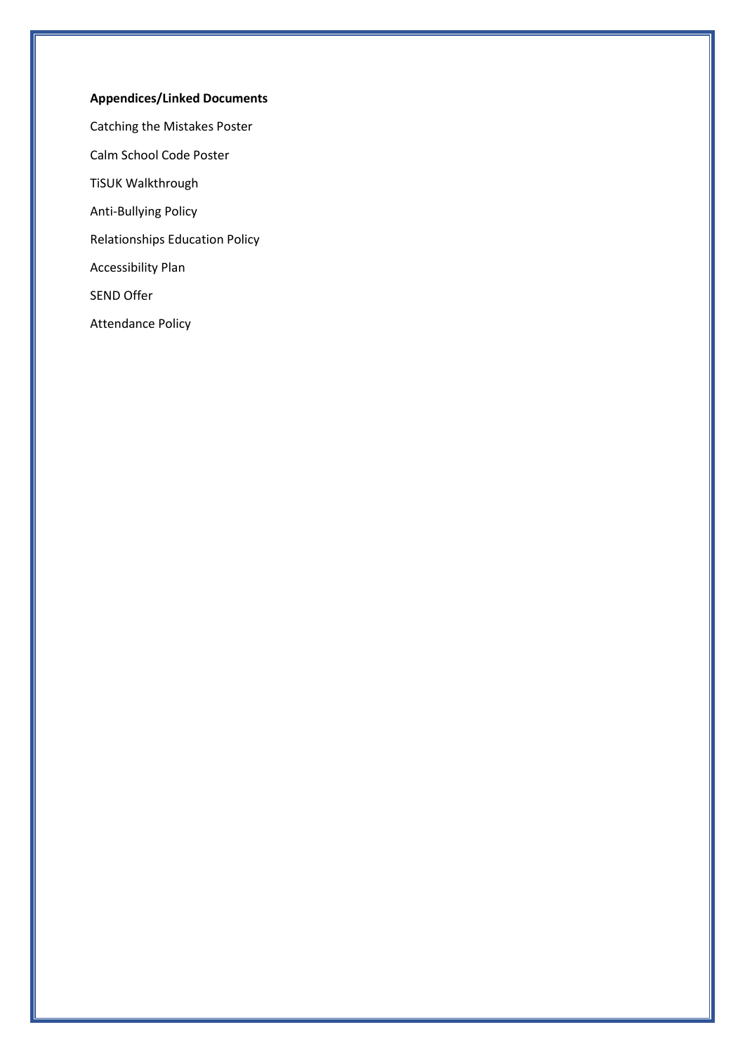**Appendices/Linked Documents**

Catching the Mistakes Poster

Calm School Code Poster

TiSUK Walkthrough

Anti-Bullying Policy

Relationships Education Policy

Accessibility Plan

SEND Offer

Attendance Policy